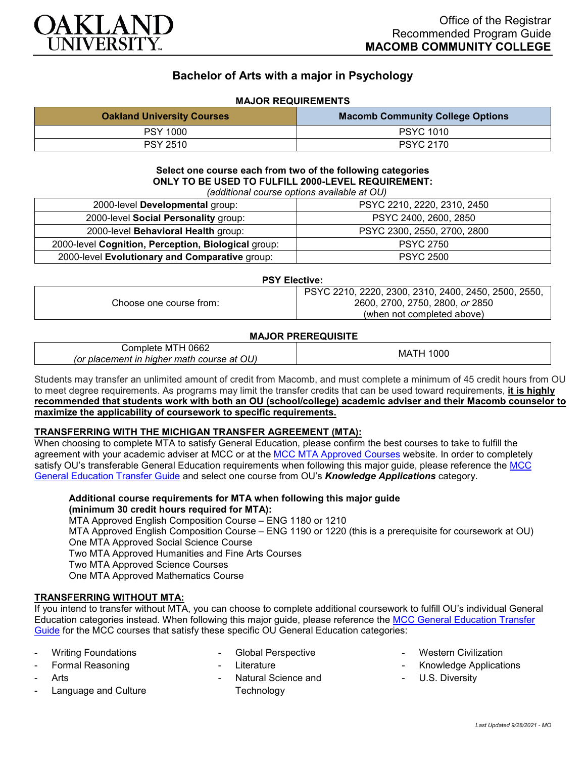OAKLAND UNIVERSITY

Office of the Registrar
Recommended Program Guide
**MACOMB COMMUNITY COLLEGE**

# Bachelor of Arts with a major in Psychology

### MAJOR REQUIREMENTS

| Oakland University Courses | Macomb Community College Options |
|---|---|
| PSY 1000 | PSYC 1010 |
| PSY 2510 | PSYC 2170 |

**Select one course each from two of the following categories**
**ONLY TO BE USED TO FULFILL 2000-LEVEL REQUIREMENT:**
*(additional course options available at OU)*

| | |
|---|---|
| 2000-level **Developmental** group: | PSYC 2210, 2220, 2310, 2450 |
| 2000-level **Social Personality** group: | PSYC 2400, 2600, 2850 |
| 2000-level **Behavioral Health** group: | PSYC 2300, 2550, 2700, 2800 |
| 2000-level **Cognition, Perception, Biological** group: | PSYC 2750 |
| 2000-level **Evolutionary and Comparative** group: | PSYC 2500 |

**PSY Elective:**

| | |
|---|---|
| Choose one course from: | PSYC 2210, 2220, 2300, 2310, 2400, 2450, 2500, 2550, 2600, 2700, 2750, 2800, *or* 2850 (when not completed above) |

**MAJOR PREREQUISITE**

| | |
|---|---|
| Complete MTH 0662 *(or placement in higher math course at OU)* | MATH 1000 |

Students may transfer an unlimited amount of credit from Macomb, and must complete a minimum of 45 credit hours from OU to meet degree requirements. As programs may limit the transfer credits that can be used toward requirements, **it is highly recommended that students work with both an OU (school/college) academic adviser and their Macomb counselor to maximize the applicability of coursework to specific requirements.**

### TRANSFERRING WITH THE MICHIGAN TRANSFER AGREEMENT (MTA):

When choosing to complete MTA to satisfy General Education, please confirm the best courses to take to fulfill the agreement with your academic adviser at MCC or at the MCC MTA Approved Courses website. In order to completely satisfy OU's transferable General Education requirements when following this major guide, please reference the MCC General Education Transfer Guide and select one course from OU's ***Knowledge Applications*** category.

**Additional course requirements for MTA when following this major guide (minimum 30 credit hours required for MTA):**
MTA Approved English Composition Course – ENG 1180 or 1210
MTA Approved English Composition Course – ENG 1190 or 1220 (this is a prerequisite for coursework at OU)
One MTA Approved Social Science Course
Two MTA Approved Humanities and Fine Arts Courses
Two MTA Approved Science Courses
One MTA Approved Mathematics Course

### TRANSFERRING WITHOUT MTA:

If you intend to transfer without MTA, you can choose to complete additional coursework to fulfill OU's individual General Education categories instead. When following this major guide, please reference the MCC General Education Transfer Guide for the MCC courses that satisfy these specific OU General Education categories:

- Writing Foundations
- Formal Reasoning
- Arts
- Language and Culture
- Global Perspective
- Literature
- Natural Science and Technology
- Western Civilization
- Knowledge Applications
- U.S. Diversity

*Last Updated 9/28/2021 - MO*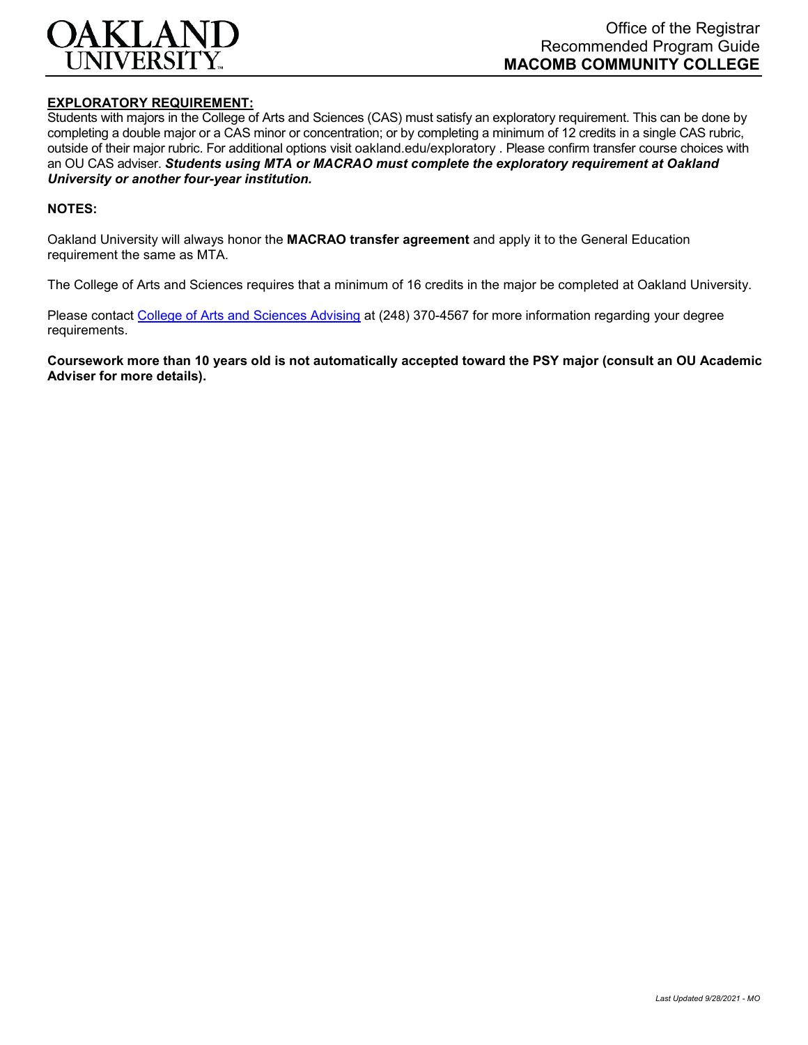**EXPLORATORY REQUIREMENT:**

Students with majors in the College of Arts and Sciences (CAS) must satisfy an exploratory requirement. This can be done by completing a double major or a CAS minor or concentration; or by completing a minimum of 12 credits in a single CAS rubric, outside of their major rubric. For additional options visit oakland.edu/exploratory . Please confirm transfer course choices with an OU CAS adviser. ***Students using MTA or MACRAO must complete the exploratory requirement at Oakland University or another four-year institution.***

**NOTES:**

Oakland University will always honor the **MACRAO transfer agreement** and apply it to the General Education requirement the same as MTA.

The College of Arts and Sciences requires that a minimum of 16 credits in the major be completed at Oakland University.

Please contact College of Arts and Sciences Advising at (248) 370-4567 for more information regarding your degree requirements.

**Coursework more than 10 years old is not automatically accepted toward the PSY major (consult an OU Academic Adviser for more details).**

*Last Updated 9/28/2021 - MO*